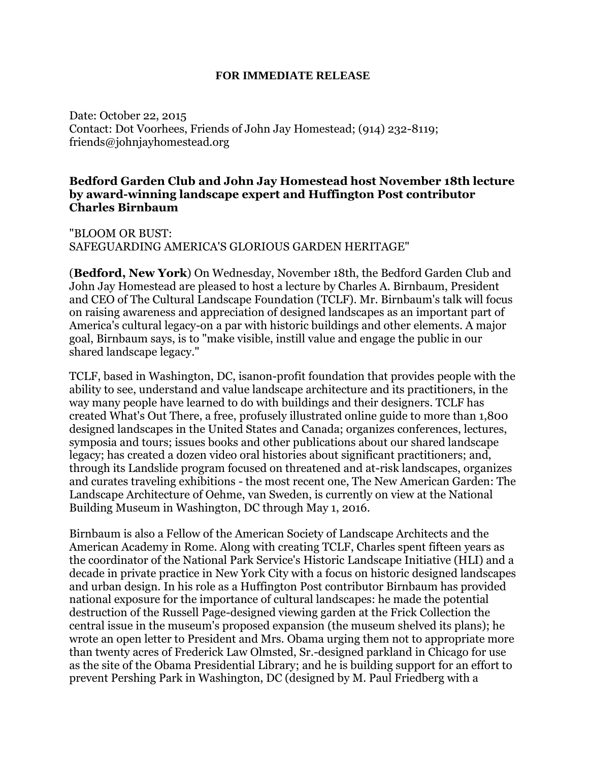**FOR IMMEDIATE RELEASE**

Date: October 22, 2015
Contact: Dot Voorhees, Friends of John Jay Homestead; (914) 232-8119; friends@johnjayhomestead.org

**Bedford Garden Club and John Jay Homestead host November 18th lecture by award-winning landscape expert and Huffington Post contributor Charles Birnbaum**

"BLOOM OR BUST:
SAFEGUARDING AMERICA'S GLORIOUS GARDEN HERITAGE"

(**Bedford, New York**) On Wednesday, November 18th, the Bedford Garden Club and John Jay Homestead are pleased to host a lecture by Charles A. Birnbaum, President and CEO of The Cultural Landscape Foundation (TCLF). Mr. Birnbaum's talk will focus on raising awareness and appreciation of designed landscapes as an important part of America's cultural legacy-on a par with historic buildings and other elements. A major goal, Birnbaum says, is to "make visible, instill value and engage the public in our shared landscape legacy."

TCLF, based in Washington, DC, isanon-profit foundation that provides people with the ability to see, understand and value landscape architecture and its practitioners, in the way many people have learned to do with buildings and their designers. TCLF has created What's Out There, a free, profusely illustrated online guide to more than 1,800 designed landscapes in the United States and Canada; organizes conferences, lectures, symposia and tours; issues books and other publications about our shared landscape legacy; has created a dozen video oral histories about significant practitioners; and, through its Landslide program focused on threatened and at-risk landscapes, organizes and curates traveling exhibitions - the most recent one, The New American Garden: The Landscape Architecture of Oehme, van Sweden, is currently on view at the National Building Museum in Washington, DC through May 1, 2016.

Birnbaum is also a Fellow of the American Society of Landscape Architects and the American Academy in Rome. Along with creating TCLF, Charles spent fifteen years as the coordinator of the National Park Service's Historic Landscape Initiative (HLI) and a decade in private practice in New York City with a focus on historic designed landscapes and urban design. In his role as a Huffington Post contributor Birnbaum has provided national exposure for the importance of cultural landscapes: he made the potential destruction of the Russell Page-designed viewing garden at the Frick Collection the central issue in the museum's proposed expansion (the museum shelved its plans); he wrote an open letter to President and Mrs. Obama urging them not to appropriate more than twenty acres of Frederick Law Olmsted, Sr.-designed parkland in Chicago for use as the site of the Obama Presidential Library; and he is building support for an effort to prevent Pershing Park in Washington, DC (designed by M. Paul Friedberg with a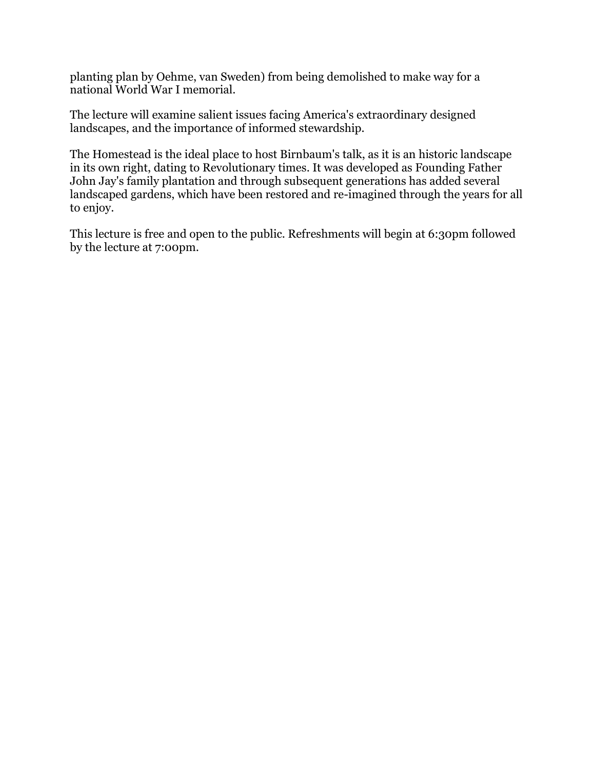planting plan by Oehme, van Sweden) from being demolished to make way for a national World War I memorial.

The lecture will examine salient issues facing America's extraordinary designed landscapes, and the importance of informed stewardship.

The Homestead is the ideal place to host Birnbaum's talk, as it is an historic landscape in its own right, dating to Revolutionary times. It was developed as Founding Father John Jay's family plantation and through subsequent generations has added several landscaped gardens, which have been restored and re-imagined through the years for all to enjoy.

This lecture is free and open to the public. Refreshments will begin at 6:30pm followed by the lecture at 7:00pm.